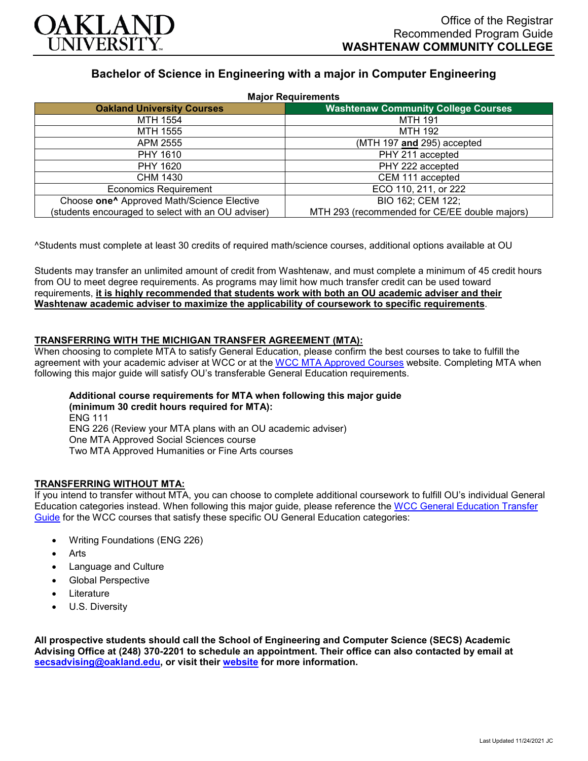Office of the Registrar
Recommended Program Guide
**WASHTENAW COMMUNITY COLLEGE**

# Bachelor of Science in Engineering with a major in Computer Engineering

**Major Requirements**

| Oakland University Courses | Washtenaw Community College Courses |
|---|---|
| MTH 1554 | MTH 191 |
| MTH 1555 | MTH 192 |
| APM 2555 | (MTH 197 **and** 295) accepted |
| PHY 1610 | PHY 211 accepted |
| PHY 1620 | PHY 222 accepted |
| CHM 1430 | CEM 111 accepted |
| Economics Requirement | ECO 110, 211, or 222 |
| Choose **one^** Approved Math/Science Elective (students encouraged to select with an OU adviser) | BIO 162; CEM 122; MTH 293 (recommended for CE/EE double majors) |

^Students must complete at least 30 credits of required math/science courses, additional options available at OU

Students may transfer an unlimited amount of credit from Washtenaw, and must complete a minimum of 45 credit hours from OU to meet degree requirements. As programs may limit how much transfer credit can be used toward requirements, **it is highly recommended that students work with both an OU academic adviser and their Washtenaw academic adviser to maximize the applicability of coursework to specific requirements**.

## TRANSFERRING WITH THE MICHIGAN TRANSFER AGREEMENT (MTA):

When choosing to complete MTA to satisfy General Education, please confirm the best courses to take to fulfill the agreement with your academic adviser at WCC or at the WCC MTA Approved Courses website. Completing MTA when following this major guide will satisfy OU's transferable General Education requirements.

**Additional course requirements for MTA when following this major guide (minimum 30 credit hours required for MTA):**
ENG 111
ENG 226 (Review your MTA plans with an OU academic adviser)
One MTA Approved Social Sciences course
Two MTA Approved Humanities or Fine Arts courses

## TRANSFERRING WITHOUT MTA:

If you intend to transfer without MTA, you can choose to complete additional coursework to fulfill OU's individual General Education categories instead. When following this major guide, please reference the WCC General Education Transfer Guide for the WCC courses that satisfy these specific OU General Education categories:

- Writing Foundations (ENG 226)
- Arts
- Language and Culture
- Global Perspective
- Literature
- U.S. Diversity

**All prospective students should call the School of Engineering and Computer Science (SECS) Academic Advising Office at (248) 370-2201 to schedule an appointment. Their office can also contacted by email at secsadvising@oakland.edu, or visit their website for more information.**

Last Updated 11/24/2021 JC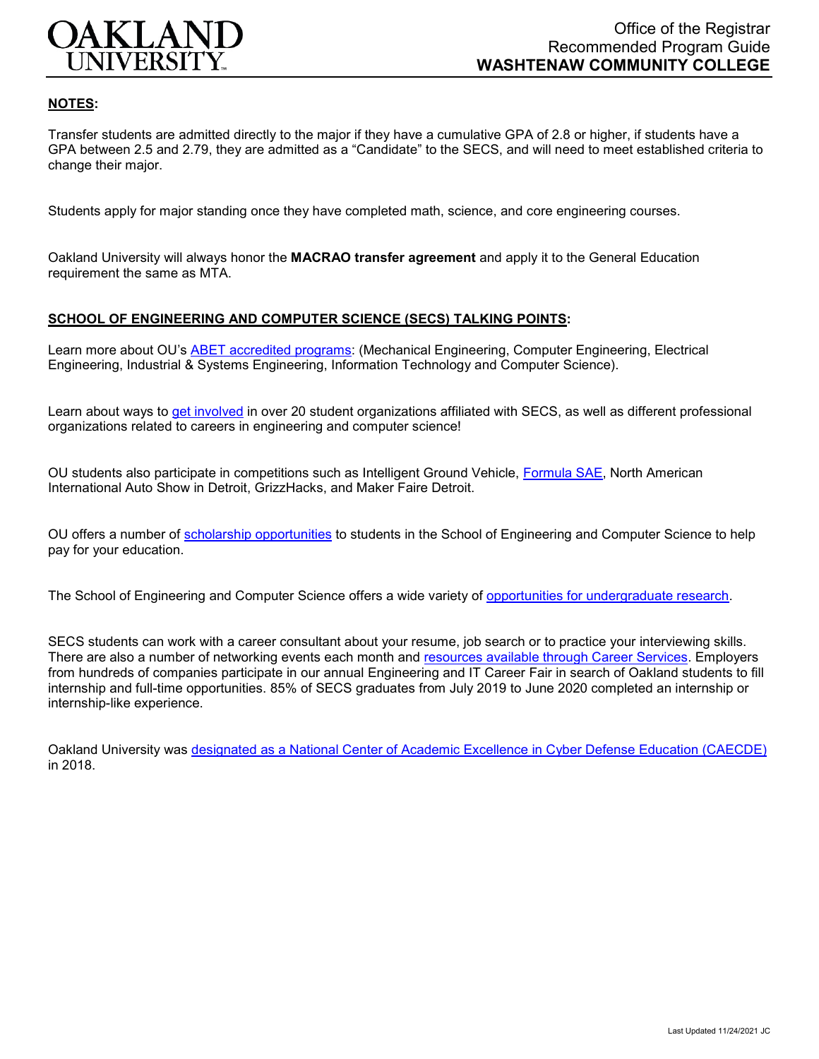**NOTES:**

Transfer students are admitted directly to the major if they have a cumulative GPA of 2.8 or higher, if students have a GPA between 2.5 and 2.79, they are admitted as a "Candidate" to the SECS, and will need to meet established criteria to change their major.

Students apply for major standing once they have completed math, science, and core engineering courses.

Oakland University will always honor the **MACRAO transfer agreement** and apply it to the General Education requirement the same as MTA.

**SCHOOL OF ENGINEERING AND COMPUTER SCIENCE (SECS) TALKING POINTS:**

Learn more about OU's ABET accredited programs: (Mechanical Engineering, Computer Engineering, Electrical Engineering, Industrial & Systems Engineering, Information Technology and Computer Science).

Learn about ways to get involved in over 20 student organizations affiliated with SECS, as well as different professional organizations related to careers in engineering and computer science!

OU students also participate in competitions such as Intelligent Ground Vehicle, Formula SAE, North American International Auto Show in Detroit, GrizzHacks, and Maker Faire Detroit.

OU offers a number of scholarship opportunities to students in the School of Engineering and Computer Science to help pay for your education.

The School of Engineering and Computer Science offers a wide variety of opportunities for undergraduate research.

SECS students can work with a career consultant about your resume, job search or to practice your interviewing skills. There are also a number of networking events each month and resources available through Career Services. Employers from hundreds of companies participate in our annual Engineering and IT Career Fair in search of Oakland students to fill internship and full-time opportunities. 85% of SECS graduates from July 2019 to June 2020 completed an internship or internship-like experience.

Oakland University was designated as a National Center of Academic Excellence in Cyber Defense Education (CAECDE) in 2018.